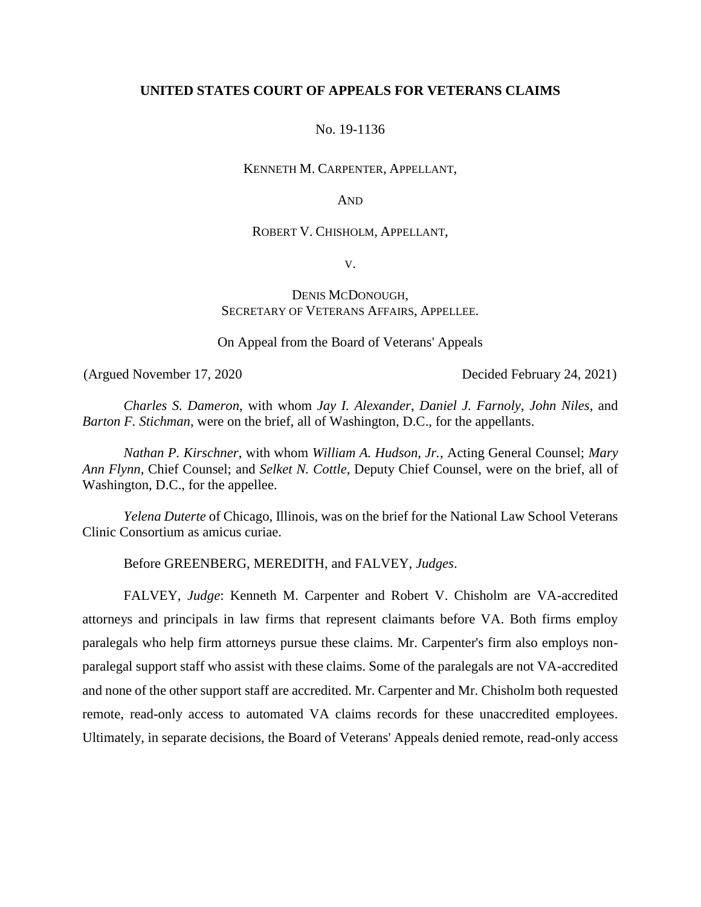**UNITED STATES COURT OF APPEALS FOR VETERANS CLAIMS**

No. 19-1136

KENNETH M. CARPENTER, APPELLANT,

AND

ROBERT V. CHISHOLM, APPELLANT,

V.

DENIS MCDONOUGH,
SECRETARY OF VETERANS AFFAIRS, APPELLEE.

On Appeal from the Board of Veterans' Appeals

(Argued November 17, 2020 Decided February 24, 2021)

*Charles S. Dameron*, with whom *Jay I. Alexander*, *Daniel J. Farnoly*, *John Niles*, and *Barton F. Stichman*, were on the brief, all of Washington, D.C., for the appellants.

*Nathan P. Kirschner*, with whom *William A. Hudson, Jr.*, Acting General Counsel; *Mary Ann Flynn*, Chief Counsel; and *Selket N. Cottle*, Deputy Chief Counsel, were on the brief, all of Washington, D.C., for the appellee.

*Yelena Duterte* of Chicago, Illinois, was on the brief for the National Law School Veterans Clinic Consortium as amicus curiae.

Before GREENBERG, MEREDITH, and FALVEY, *Judges*.

FALVEY, *Judge*: Kenneth M. Carpenter and Robert V. Chisholm are VA-accredited attorneys and principals in law firms that represent claimants before VA. Both firms employ paralegals who help firm attorneys pursue these claims. Mr. Carpenter's firm also employs non-paralegal support staff who assist with these claims. Some of the paralegals are not VA-accredited and none of the other support staff are accredited. Mr. Carpenter and Mr. Chisholm both requested remote, read-only access to automated VA claims records for these unaccredited employees. Ultimately, in separate decisions, the Board of Veterans' Appeals denied remote, read-only access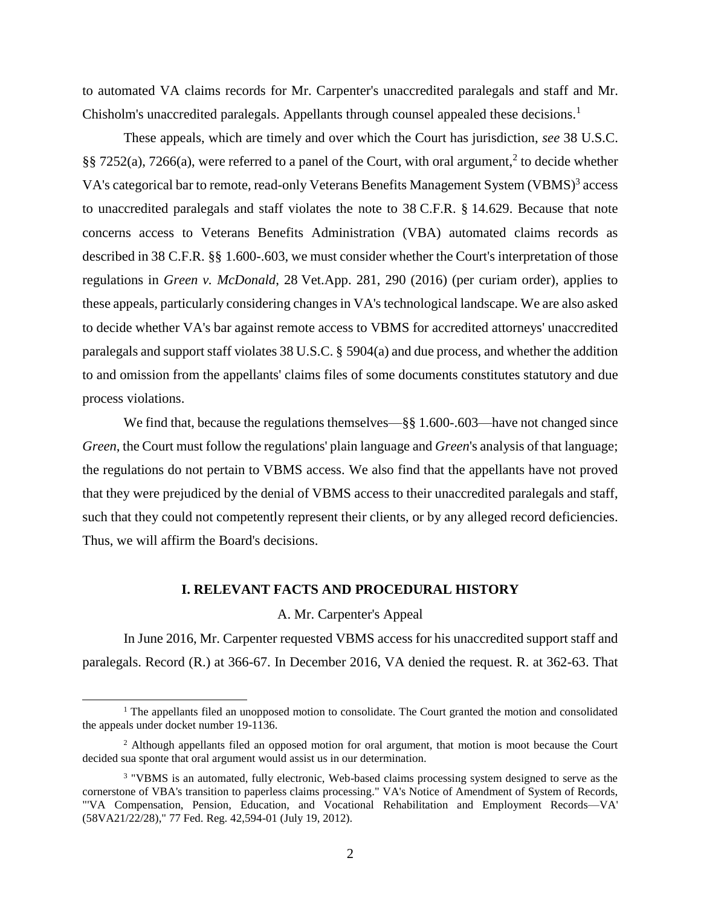to automated VA claims records for Mr. Carpenter's unaccredited paralegals and staff and Mr. Chisholm's unaccredited paralegals. Appellants through counsel appealed these decisions.[1]

These appeals, which are timely and over which the Court has jurisdiction, *see* 38 U.S.C. §§ 7252(a), 7266(a), were referred to a panel of the Court, with oral argument,[2] to decide whether VA's categorical bar to remote, read-only Veterans Benefits Management System (VBMS)[3] access to unaccredited paralegals and staff violates the note to 38 C.F.R. § 14.629. Because that note concerns access to Veterans Benefits Administration (VBA) automated claims records as described in 38 C.F.R. §§ 1.600-.603, we must consider whether the Court's interpretation of those regulations in *Green v. McDonald*, 28 Vet.App. 281, 290 (2016) (per curiam order), applies to these appeals, particularly considering changes in VA's technological landscape. We are also asked to decide whether VA's bar against remote access to VBMS for accredited attorneys' unaccredited paralegals and support staff violates 38 U.S.C. § 5904(a) and due process, and whether the addition to and omission from the appellants' claims files of some documents constitutes statutory and due process violations.

We find that, because the regulations themselves—§§ 1.600-.603—have not changed since *Green*, the Court must follow the regulations' plain language and *Green*'s analysis of that language; the regulations do not pertain to VBMS access. We also find that the appellants have not proved that they were prejudiced by the denial of VBMS access to their unaccredited paralegals and staff, such that they could not competently represent their clients, or by any alleged record deficiencies. Thus, we will affirm the Board's decisions.

## I. RELEVANT FACTS AND PROCEDURAL HISTORY

### A. Mr. Carpenter's Appeal

In June 2016, Mr. Carpenter requested VBMS access for his unaccredited support staff and paralegals. Record (R.) at 366-67. In December 2016, VA denied the request. R. at 362-63. That

---

[1] The appellants filed an unopposed motion to consolidate. The Court granted the motion and consolidated the appeals under docket number 19-1136.

[2] Although appellants filed an opposed motion for oral argument, that motion is moot because the Court decided sua sponte that oral argument would assist us in our determination.

[3] "VBMS is an automated, fully electronic, Web-based claims processing system designed to serve as the cornerstone of VBA's transition to paperless claims processing." VA's Notice of Amendment of System of Records, "'VA Compensation, Pension, Education, and Vocational Rehabilitation and Employment Records—VA' (58VA21/22/28)," 77 Fed. Reg. 42,594-01 (July 19, 2012).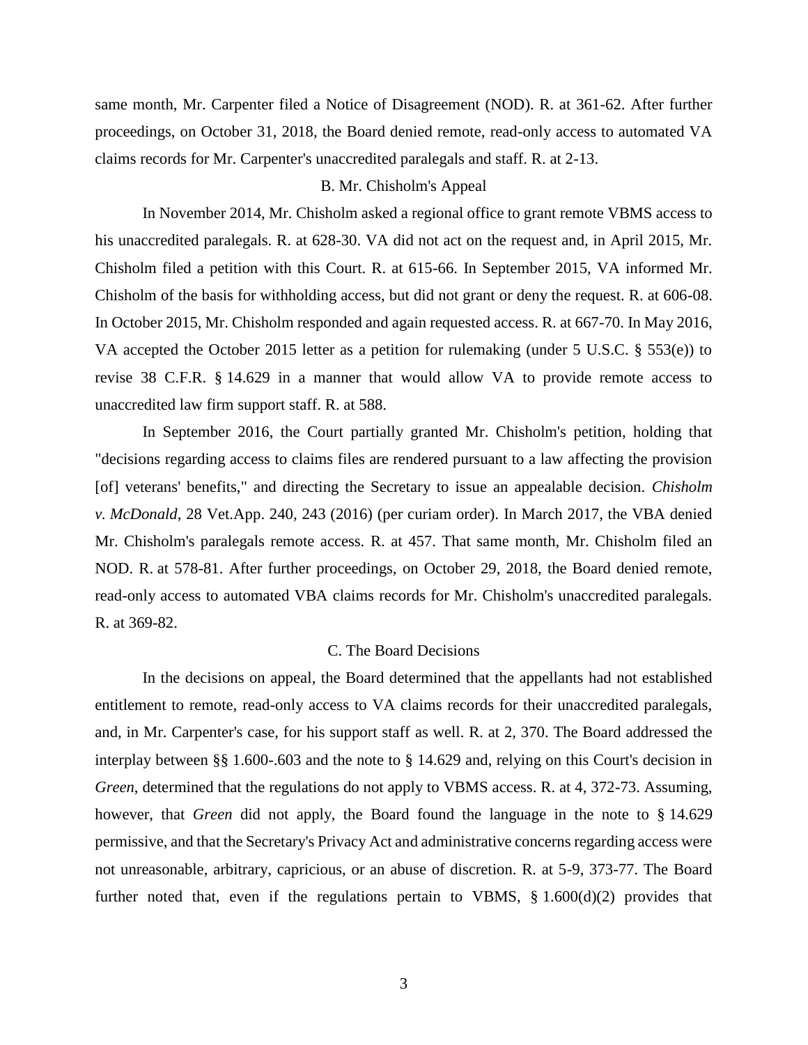same month, Mr. Carpenter filed a Notice of Disagreement (NOD). R. at 361-62. After further proceedings, on October 31, 2018, the Board denied remote, read-only access to automated VA claims records for Mr. Carpenter's unaccredited paralegals and staff. R. at 2-13.

### B. Mr. Chisholm's Appeal

In November 2014, Mr. Chisholm asked a regional office to grant remote VBMS access to his unaccredited paralegals. R. at 628-30. VA did not act on the request and, in April 2015, Mr. Chisholm filed a petition with this Court. R. at 615-66. In September 2015, VA informed Mr. Chisholm of the basis for withholding access, but did not grant or deny the request. R. at 606-08. In October 2015, Mr. Chisholm responded and again requested access. R. at 667-70. In May 2016, VA accepted the October 2015 letter as a petition for rulemaking (under 5 U.S.C. § 553(e)) to revise 38 C.F.R. § 14.629 in a manner that would allow VA to provide remote access to unaccredited law firm support staff. R. at 588.

In September 2016, the Court partially granted Mr. Chisholm's petition, holding that "decisions regarding access to claims files are rendered pursuant to a law affecting the provision [of] veterans' benefits," and directing the Secretary to issue an appealable decision. *Chisholm v. McDonald*, 28 Vet.App. 240, 243 (2016) (per curiam order). In March 2017, the VBA denied Mr. Chisholm's paralegals remote access. R. at 457. That same month, Mr. Chisholm filed an NOD. R. at 578-81. After further proceedings, on October 29, 2018, the Board denied remote, read-only access to automated VBA claims records for Mr. Chisholm's unaccredited paralegals. R. at 369-82.

### C. The Board Decisions

In the decisions on appeal, the Board determined that the appellants had not established entitlement to remote, read-only access to VA claims records for their unaccredited paralegals, and, in Mr. Carpenter's case, for his support staff as well. R. at 2, 370. The Board addressed the interplay between §§ 1.600-.603 and the note to § 14.629 and, relying on this Court's decision in *Green*, determined that the regulations do not apply to VBMS access. R. at 4, 372-73. Assuming, however, that *Green* did not apply, the Board found the language in the note to § 14.629 permissive, and that the Secretary's Privacy Act and administrative concerns regarding access were not unreasonable, arbitrary, capricious, or an abuse of discretion. R. at 5-9, 373-77. The Board further noted that, even if the regulations pertain to VBMS, § 1.600(d)(2) provides that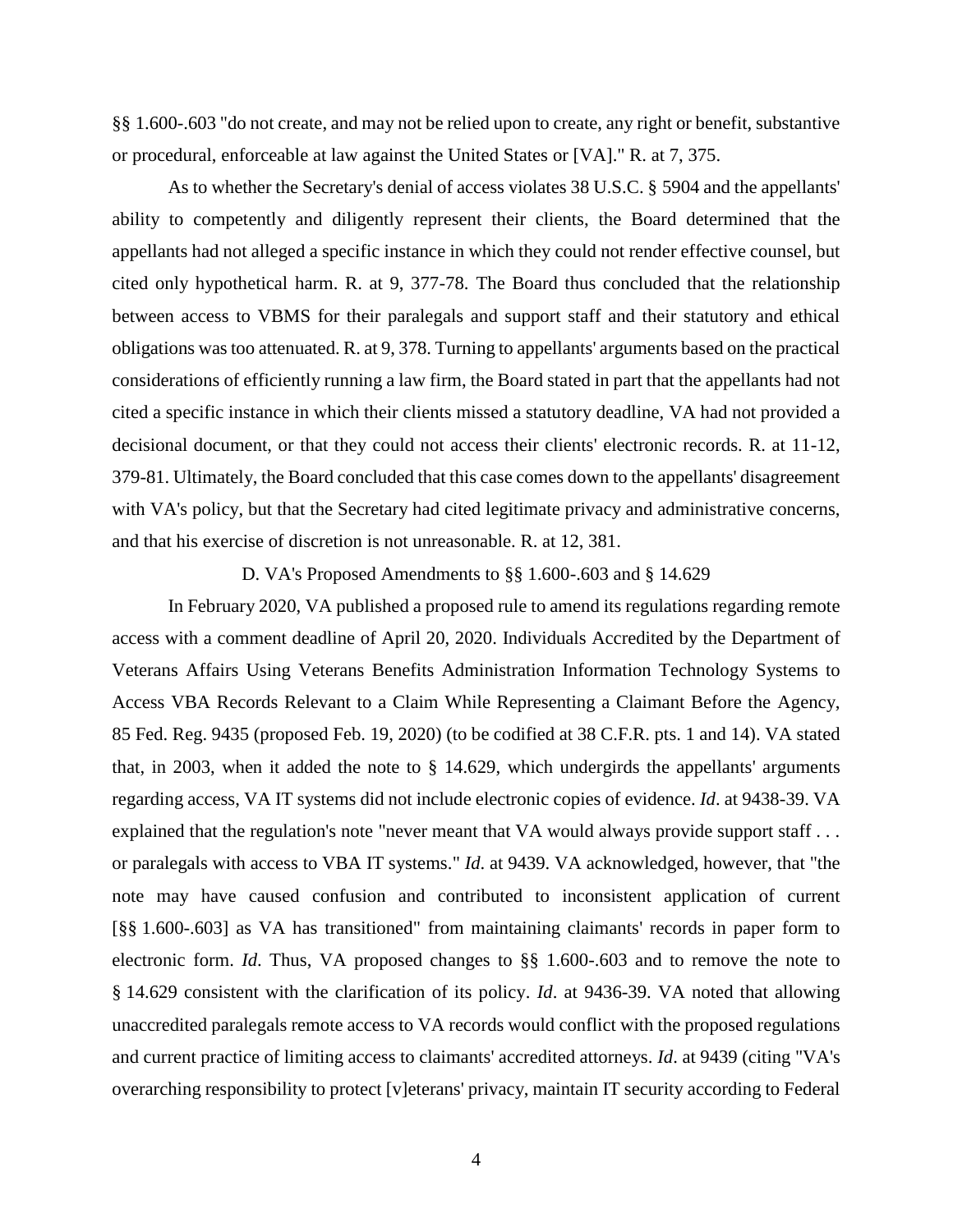§§ 1.600-.603 "do not create, and may not be relied upon to create, any right or benefit, substantive or procedural, enforceable at law against the United States or [VA]." R. at 7, 375.

As to whether the Secretary's denial of access violates 38 U.S.C. § 5904 and the appellants' ability to competently and diligently represent their clients, the Board determined that the appellants had not alleged a specific instance in which they could not render effective counsel, but cited only hypothetical harm. R. at 9, 377-78. The Board thus concluded that the relationship between access to VBMS for their paralegals and support staff and their statutory and ethical obligations was too attenuated. R. at 9, 378. Turning to appellants' arguments based on the practical considerations of efficiently running a law firm, the Board stated in part that the appellants had not cited a specific instance in which their clients missed a statutory deadline, VA had not provided a decisional document, or that they could not access their clients' electronic records. R. at 11-12, 379-81. Ultimately, the Board concluded that this case comes down to the appellants' disagreement with VA's policy, but that the Secretary had cited legitimate privacy and administrative concerns, and that his exercise of discretion is not unreasonable. R. at 12, 381.

### D. VA's Proposed Amendments to §§ 1.600-.603 and § 14.629

In February 2020, VA published a proposed rule to amend its regulations regarding remote access with a comment deadline of April 20, 2020. Individuals Accredited by the Department of Veterans Affairs Using Veterans Benefits Administration Information Technology Systems to Access VBA Records Relevant to a Claim While Representing a Claimant Before the Agency, 85 Fed. Reg. 9435 (proposed Feb. 19, 2020) (to be codified at 38 C.F.R. pts. 1 and 14). VA stated that, in 2003, when it added the note to § 14.629, which undergirds the appellants' arguments regarding access, VA IT systems did not include electronic copies of evidence. *Id*. at 9438-39. VA explained that the regulation's note "never meant that VA would always provide support staff . . . or paralegals with access to VBA IT systems." *Id*. at 9439. VA acknowledged, however, that "the note may have caused confusion and contributed to inconsistent application of current [§§ 1.600-.603] as VA has transitioned" from maintaining claimants' records in paper form to electronic form. *Id*. Thus, VA proposed changes to §§ 1.600-.603 and to remove the note to § 14.629 consistent with the clarification of its policy. *Id*. at 9436-39. VA noted that allowing unaccredited paralegals remote access to VA records would conflict with the proposed regulations and current practice of limiting access to claimants' accredited attorneys. *Id*. at 9439 (citing "VA's overarching responsibility to protect [v]eterans' privacy, maintain IT security according to Federal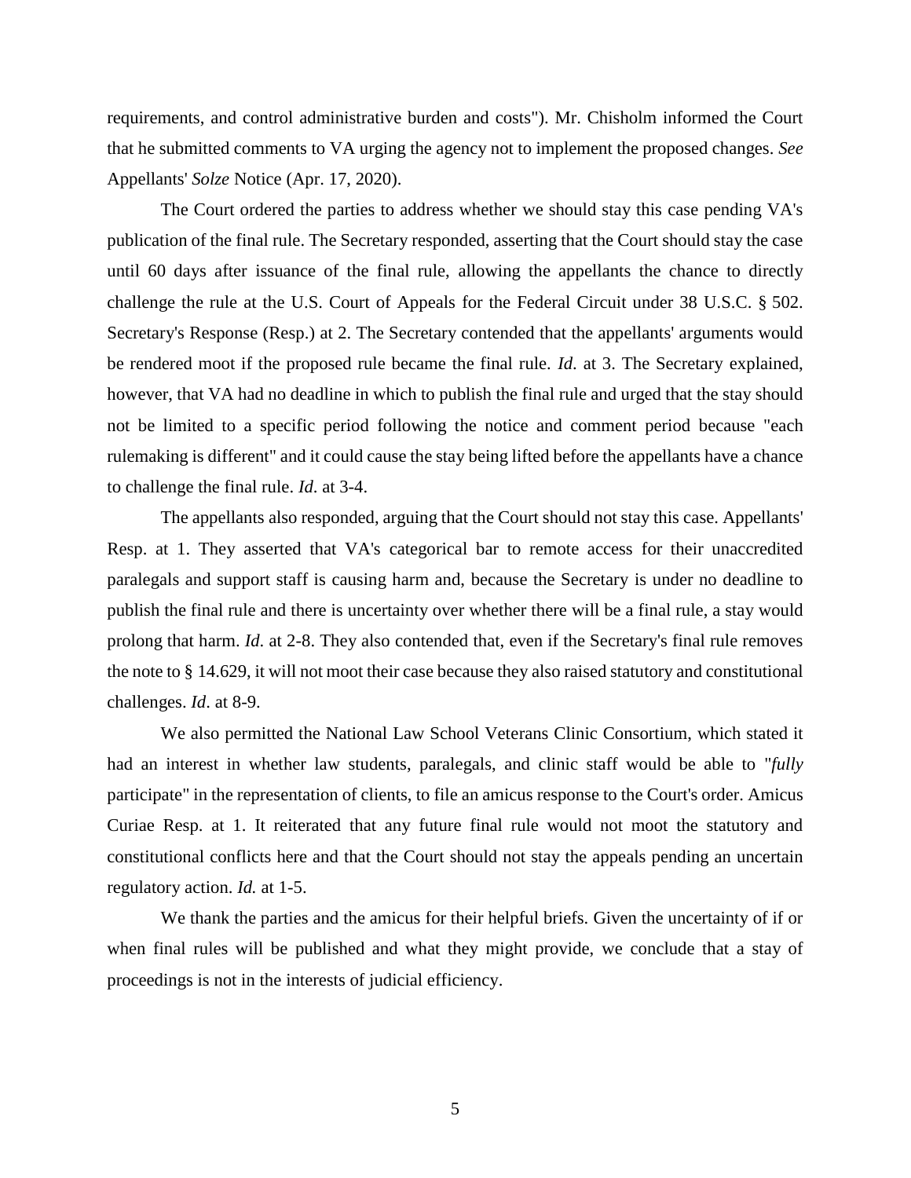requirements, and control administrative burden and costs"). Mr. Chisholm informed the Court that he submitted comments to VA urging the agency not to implement the proposed changes. *See* Appellants' *Solze* Notice (Apr. 17, 2020).

The Court ordered the parties to address whether we should stay this case pending VA's publication of the final rule. The Secretary responded, asserting that the Court should stay the case until 60 days after issuance of the final rule, allowing the appellants the chance to directly challenge the rule at the U.S. Court of Appeals for the Federal Circuit under 38 U.S.C. § 502. Secretary's Response (Resp.) at 2. The Secretary contended that the appellants' arguments would be rendered moot if the proposed rule became the final rule. *Id.* at 3. The Secretary explained, however, that VA had no deadline in which to publish the final rule and urged that the stay should not be limited to a specific period following the notice and comment period because "each rulemaking is different" and it could cause the stay being lifted before the appellants have a chance to challenge the final rule. *Id*. at 3-4.

The appellants also responded, arguing that the Court should not stay this case. Appellants' Resp. at 1. They asserted that VA's categorical bar to remote access for their unaccredited paralegals and support staff is causing harm and, because the Secretary is under no deadline to publish the final rule and there is uncertainty over whether there will be a final rule, a stay would prolong that harm. *Id*. at 2-8. They also contended that, even if the Secretary's final rule removes the note to § 14.629, it will not moot their case because they also raised statutory and constitutional challenges. *Id*. at 8-9.

We also permitted the National Law School Veterans Clinic Consortium, which stated it had an interest in whether law students, paralegals, and clinic staff would be able to "*fully* participate" in the representation of clients, to file an amicus response to the Court's order. Amicus Curiae Resp. at 1. It reiterated that any future final rule would not moot the statutory and constitutional conflicts here and that the Court should not stay the appeals pending an uncertain regulatory action. *Id.* at 1-5.

We thank the parties and the amicus for their helpful briefs. Given the uncertainty of if or when final rules will be published and what they might provide, we conclude that a stay of proceedings is not in the interests of judicial efficiency.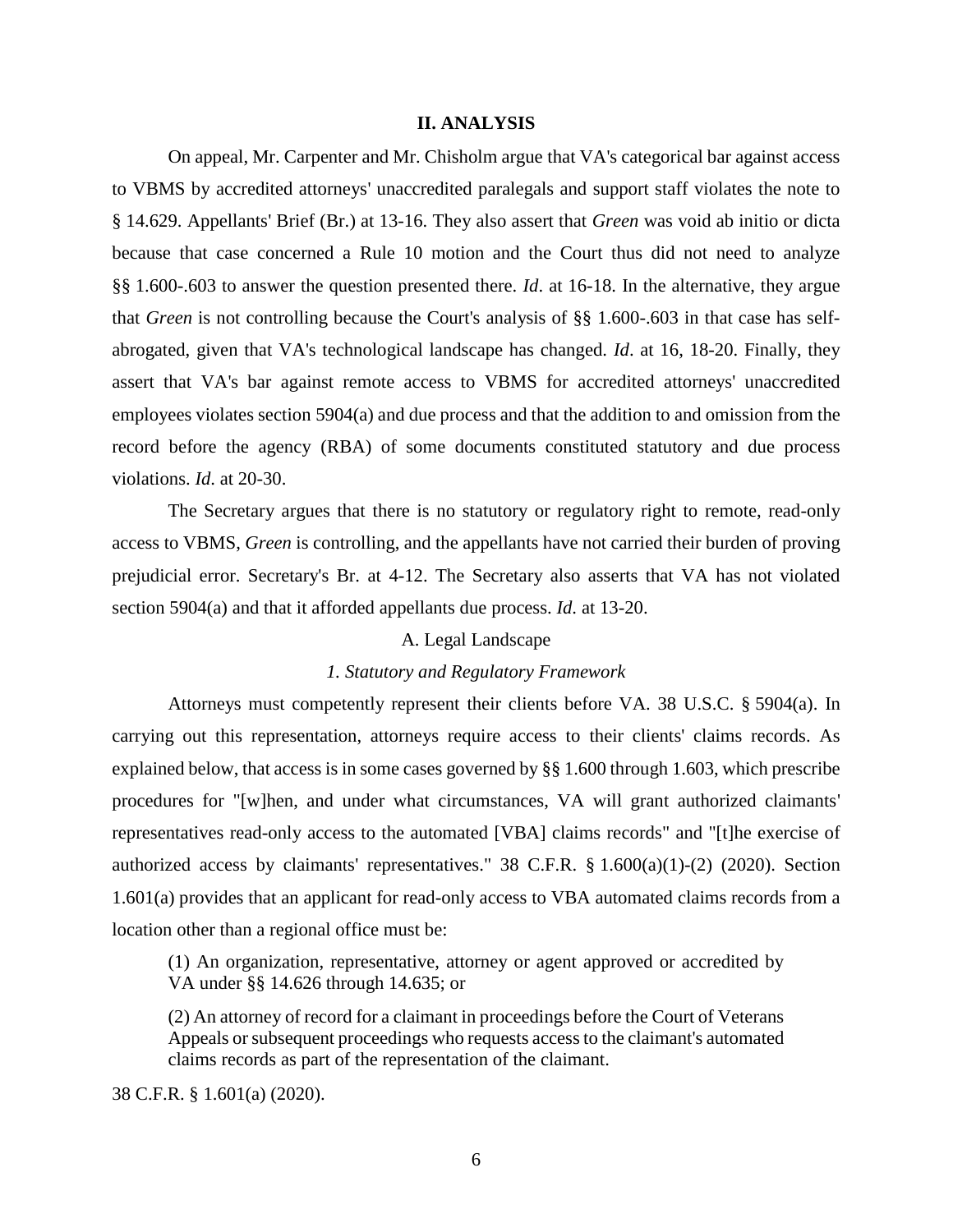## II. ANALYSIS

On appeal, Mr. Carpenter and Mr. Chisholm argue that VA's categorical bar against access to VBMS by accredited attorneys' unaccredited paralegals and support staff violates the note to § 14.629. Appellants' Brief (Br.) at 13-16. They also assert that *Green* was void ab initio or dicta because that case concerned a Rule 10 motion and the Court thus did not need to analyze §§ 1.600-.603 to answer the question presented there. *Id*. at 16-18. In the alternative, they argue that *Green* is not controlling because the Court's analysis of §§ 1.600-.603 in that case has self-abrogated, given that VA's technological landscape has changed. *Id*. at 16, 18-20. Finally, they assert that VA's bar against remote access to VBMS for accredited attorneys' unaccredited employees violates section 5904(a) and due process and that the addition to and omission from the record before the agency (RBA) of some documents constituted statutory and due process violations. *Id*. at 20-30.

The Secretary argues that there is no statutory or regulatory right to remote, read-only access to VBMS, *Green* is controlling, and the appellants have not carried their burden of proving prejudicial error. Secretary's Br. at 4-12. The Secretary also asserts that VA has not violated section 5904(a) and that it afforded appellants due process. *Id*. at 13-20.

### A. Legal Landscape

#### *1. Statutory and Regulatory Framework*

Attorneys must competently represent their clients before VA. 38 U.S.C. § 5904(a). In carrying out this representation, attorneys require access to their clients' claims records. As explained below, that access is in some cases governed by §§ 1.600 through 1.603, which prescribe procedures for "[w]hen, and under what circumstances, VA will grant authorized claimants' representatives read-only access to the automated [VBA] claims records" and "[t]he exercise of authorized access by claimants' representatives." 38 C.F.R. § 1.600(a)(1)-(2) (2020). Section 1.601(a) provides that an applicant for read-only access to VBA automated claims records from a location other than a regional office must be:

> (1) An organization, representative, attorney or agent approved or accredited by VA under §§ 14.626 through 14.635; or
>
> (2) An attorney of record for a claimant in proceedings before the Court of Veterans Appeals or subsequent proceedings who requests access to the claimant's automated claims records as part of the representation of the claimant.

38 C.F.R. § 1.601(a) (2020).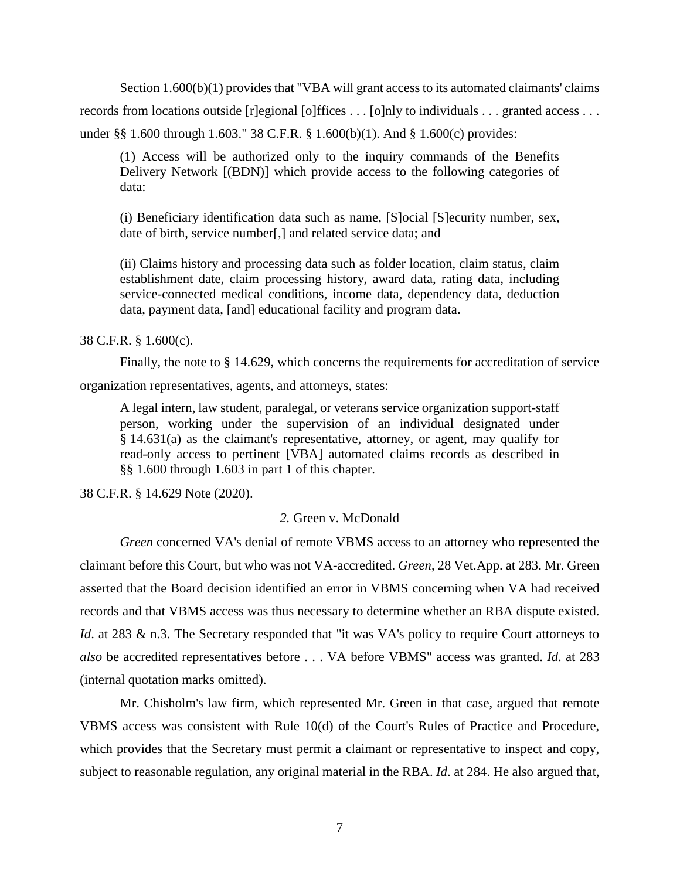Section 1.600(b)(1) provides that "VBA will grant access to its automated claimants' claims records from locations outside [r]egional [o]ffices . . . [o]nly to individuals . . . granted access . . . under §§ 1.600 through 1.603." 38 C.F.R. § 1.600(b)(1). And § 1.600(c) provides:

> (1) Access will be authorized only to the inquiry commands of the Benefits Delivery Network [(BDN)] which provide access to the following categories of data:
>
> (i) Beneficiary identification data such as name, [S]ocial [S]ecurity number, sex, date of birth, service number[,] and related service data; and
>
> (ii) Claims history and processing data such as folder location, claim status, claim establishment date, claim processing history, award data, rating data, including service-connected medical conditions, income data, dependency data, deduction data, payment data, [and] educational facility and program data.

38 C.F.R. § 1.600(c).

Finally, the note to § 14.629, which concerns the requirements for accreditation of service organization representatives, agents, and attorneys, states:

> A legal intern, law student, paralegal, or veterans service organization support-staff person, working under the supervision of an individual designated under § 14.631(a) as the claimant's representative, attorney, or agent, may qualify for read-only access to pertinent [VBA] automated claims records as described in §§ 1.600 through 1.603 in part 1 of this chapter.

38 C.F.R. § 14.629 Note (2020).

### *2.* Green v. McDonald

*Green* concerned VA's denial of remote VBMS access to an attorney who represented the claimant before this Court, but who was not VA-accredited. *Green*, 28 Vet.App. at 283. Mr. Green asserted that the Board decision identified an error in VBMS concerning when VA had received records and that VBMS access was thus necessary to determine whether an RBA dispute existed. *Id*. at 283 & n.3. The Secretary responded that "it was VA's policy to require Court attorneys to *also* be accredited representatives before . . . VA before VBMS" access was granted. *Id*. at 283 (internal quotation marks omitted).

Mr. Chisholm's law firm, which represented Mr. Green in that case, argued that remote VBMS access was consistent with Rule 10(d) of the Court's Rules of Practice and Procedure, which provides that the Secretary must permit a claimant or representative to inspect and copy, subject to reasonable regulation, any original material in the RBA. *Id*. at 284. He also argued that,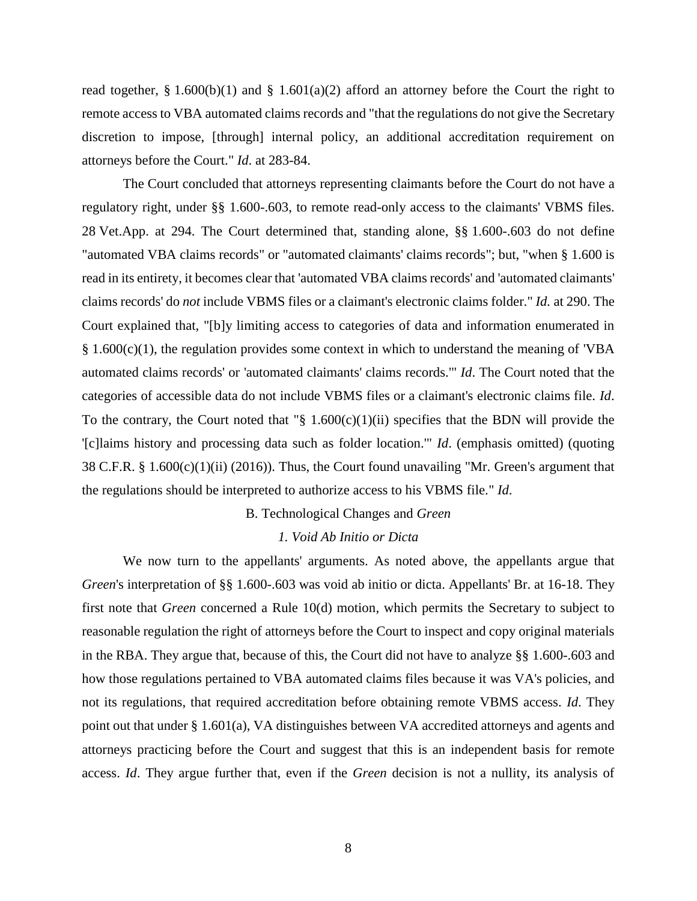read together, § 1.600(b)(1) and § 1.601(a)(2) afford an attorney before the Court the right to remote access to VBA automated claims records and "that the regulations do not give the Secretary discretion to impose, [through] internal policy, an additional accreditation requirement on attorneys before the Court." *Id*. at 283-84.

The Court concluded that attorneys representing claimants before the Court do not have a regulatory right, under §§ 1.600-.603, to remote read-only access to the claimants' VBMS files. 28 Vet.App. at 294. The Court determined that, standing alone, §§ 1.600-.603 do not define "automated VBA claims records" or "automated claimants' claims records"; but, "when § 1.600 is read in its entirety, it becomes clear that 'automated VBA claims records' and 'automated claimants' claims records' do *not* include VBMS files or a claimant's electronic claims folder." *Id.* at 290. The Court explained that, "[b]y limiting access to categories of data and information enumerated in § 1.600(c)(1), the regulation provides some context in which to understand the meaning of 'VBA automated claims records' or 'automated claimants' claims records.'" *Id*. The Court noted that the categories of accessible data do not include VBMS files or a claimant's electronic claims file. *Id*. To the contrary, the Court noted that "§ 1.600(c)(1)(ii) specifies that the BDN will provide the '[c]laims history and processing data such as folder location.'" *Id*. (emphasis omitted) (quoting 38 C.F.R. § 1.600(c)(1)(ii) (2016)). Thus, the Court found unavailing "Mr. Green's argument that the regulations should be interpreted to authorize access to his VBMS file." *Id*.

### B. Technological Changes and *Green*

#### *1. Void Ab Initio or Dicta*

We now turn to the appellants' arguments. As noted above, the appellants argue that *Green*'s interpretation of §§ 1.600-.603 was void ab initio or dicta. Appellants' Br. at 16-18. They first note that *Green* concerned a Rule 10(d) motion, which permits the Secretary to subject to reasonable regulation the right of attorneys before the Court to inspect and copy original materials in the RBA. They argue that, because of this, the Court did not have to analyze §§ 1.600-.603 and how those regulations pertained to VBA automated claims files because it was VA's policies, and not its regulations, that required accreditation before obtaining remote VBMS access. *Id*. They point out that under § 1.601(a), VA distinguishes between VA accredited attorneys and agents and attorneys practicing before the Court and suggest that this is an independent basis for remote access. *Id*. They argue further that, even if the *Green* decision is not a nullity, its analysis of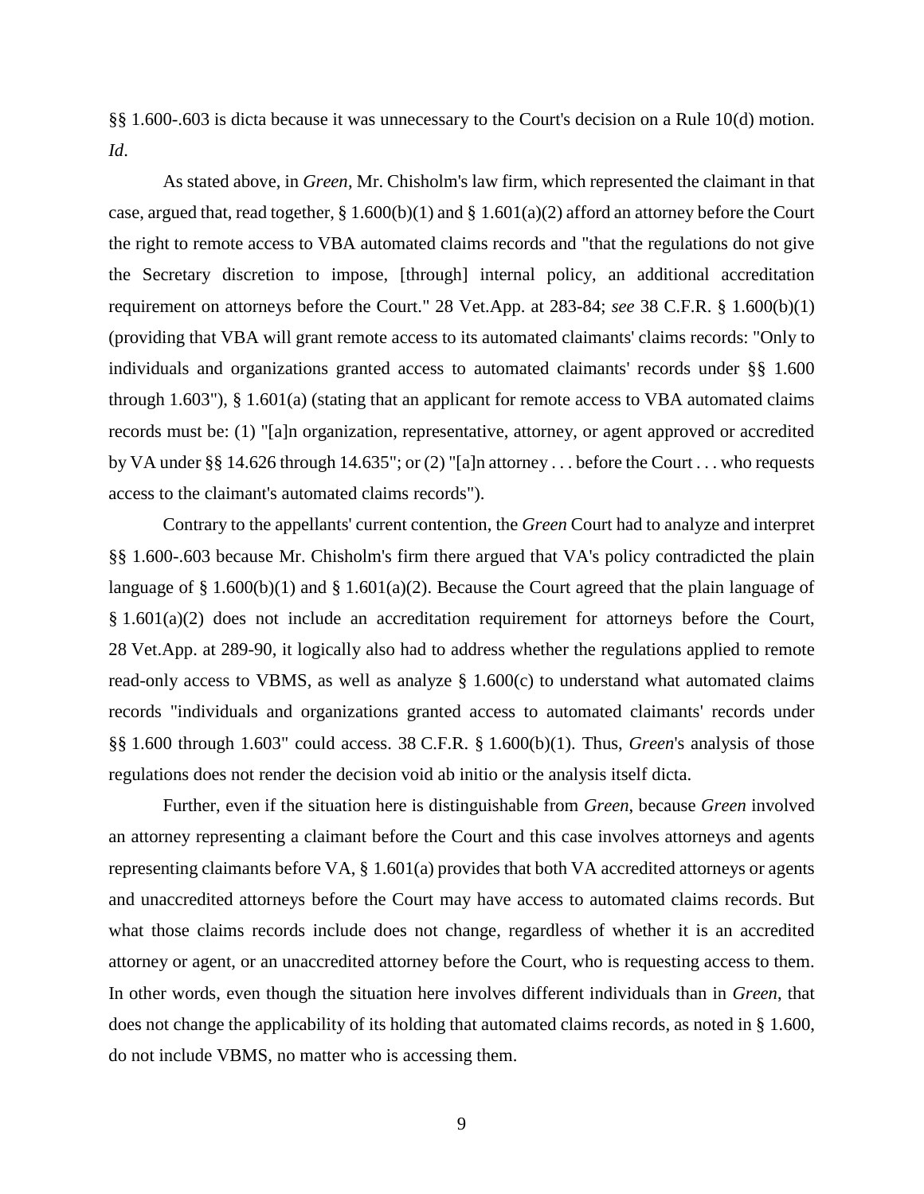§§ 1.600-.603 is dicta because it was unnecessary to the Court's decision on a Rule 10(d) motion. *Id*.

As stated above, in *Green*, Mr. Chisholm's law firm, which represented the claimant in that case, argued that, read together, § 1.600(b)(1) and § 1.601(a)(2) afford an attorney before the Court the right to remote access to VBA automated claims records and "that the regulations do not give the Secretary discretion to impose, [through] internal policy, an additional accreditation requirement on attorneys before the Court." 28 Vet.App. at 283-84; *see* 38 C.F.R. § 1.600(b)(1) (providing that VBA will grant remote access to its automated claimants' claims records: "Only to individuals and organizations granted access to automated claimants' records under §§ 1.600 through 1.603"), § 1.601(a) (stating that an applicant for remote access to VBA automated claims records must be: (1) "[a]n organization, representative, attorney, or agent approved or accredited by VA under §§ 14.626 through 14.635"; or (2) "[a]n attorney . . . before the Court . . . who requests access to the claimant's automated claims records").

Contrary to the appellants' current contention, the *Green* Court had to analyze and interpret §§ 1.600-.603 because Mr. Chisholm's firm there argued that VA's policy contradicted the plain language of § 1.600(b)(1) and § 1.601(a)(2). Because the Court agreed that the plain language of § 1.601(a)(2) does not include an accreditation requirement for attorneys before the Court, 28 Vet.App. at 289-90, it logically also had to address whether the regulations applied to remote read-only access to VBMS, as well as analyze § 1.600(c) to understand what automated claims records "individuals and organizations granted access to automated claimants' records under §§ 1.600 through 1.603" could access. 38 C.F.R. § 1.600(b)(1). Thus, *Green*'s analysis of those regulations does not render the decision void ab initio or the analysis itself dicta.

Further, even if the situation here is distinguishable from *Green*, because *Green* involved an attorney representing a claimant before the Court and this case involves attorneys and agents representing claimants before VA, § 1.601(a) provides that both VA accredited attorneys or agents and unaccredited attorneys before the Court may have access to automated claims records. But what those claims records include does not change, regardless of whether it is an accredited attorney or agent, or an unaccredited attorney before the Court, who is requesting access to them. In other words, even though the situation here involves different individuals than in *Green*, that does not change the applicability of its holding that automated claims records, as noted in § 1.600, do not include VBMS, no matter who is accessing them.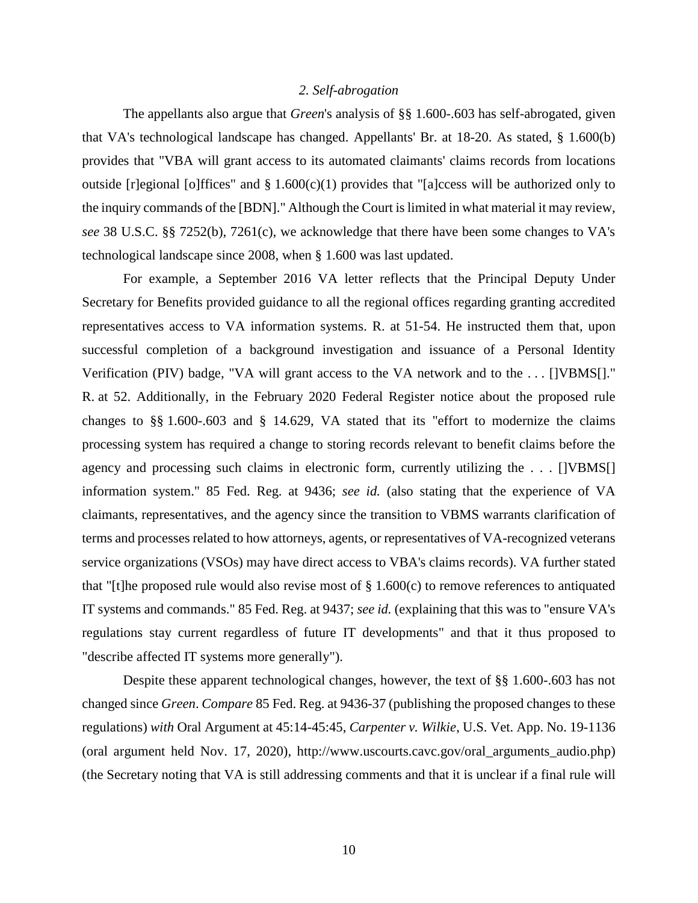### *2. Self-abrogation*

The appellants also argue that *Green*'s analysis of §§ 1.600-.603 has self-abrogated, given that VA's technological landscape has changed. Appellants' Br. at 18-20. As stated, § 1.600(b) provides that "VBA will grant access to its automated claimants' claims records from locations outside [r]egional [o]ffices" and § 1.600(c)(1) provides that "[a]ccess will be authorized only to the inquiry commands of the [BDN]." Although the Court is limited in what material it may review, *see* 38 U.S.C. §§ 7252(b), 7261(c), we acknowledge that there have been some changes to VA's technological landscape since 2008, when § 1.600 was last updated.

For example, a September 2016 VA letter reflects that the Principal Deputy Under Secretary for Benefits provided guidance to all the regional offices regarding granting accredited representatives access to VA information systems. R. at 51-54. He instructed them that, upon successful completion of a background investigation and issuance of a Personal Identity Verification (PIV) badge, "VA will grant access to the VA network and to the . . . []VBMS[]." R. at 52. Additionally, in the February 2020 Federal Register notice about the proposed rule changes to §§ 1.600-.603 and § 14.629, VA stated that its "effort to modernize the claims processing system has required a change to storing records relevant to benefit claims before the agency and processing such claims in electronic form, currently utilizing the . . . []VBMS[] information system." 85 Fed. Reg. at 9436; *see id.* (also stating that the experience of VA claimants, representatives, and the agency since the transition to VBMS warrants clarification of terms and processes related to how attorneys, agents, or representatives of VA-recognized veterans service organizations (VSOs) may have direct access to VBA's claims records). VA further stated that "[t]he proposed rule would also revise most of § 1.600(c) to remove references to antiquated IT systems and commands." 85 Fed. Reg. at 9437; *see id.* (explaining that this was to "ensure VA's regulations stay current regardless of future IT developments" and that it thus proposed to "describe affected IT systems more generally").

Despite these apparent technological changes, however, the text of §§ 1.600-.603 has not changed since *Green*. *Compare* 85 Fed. Reg. at 9436-37 (publishing the proposed changes to these regulations) *with* Oral Argument at 45:14-45:45, *Carpenter v. Wilkie*, U.S. Vet. App. No. 19-1136 (oral argument held Nov. 17, 2020), http://www.uscourts.cavc.gov/oral_arguments_audio.php) (the Secretary noting that VA is still addressing comments and that it is unclear if a final rule will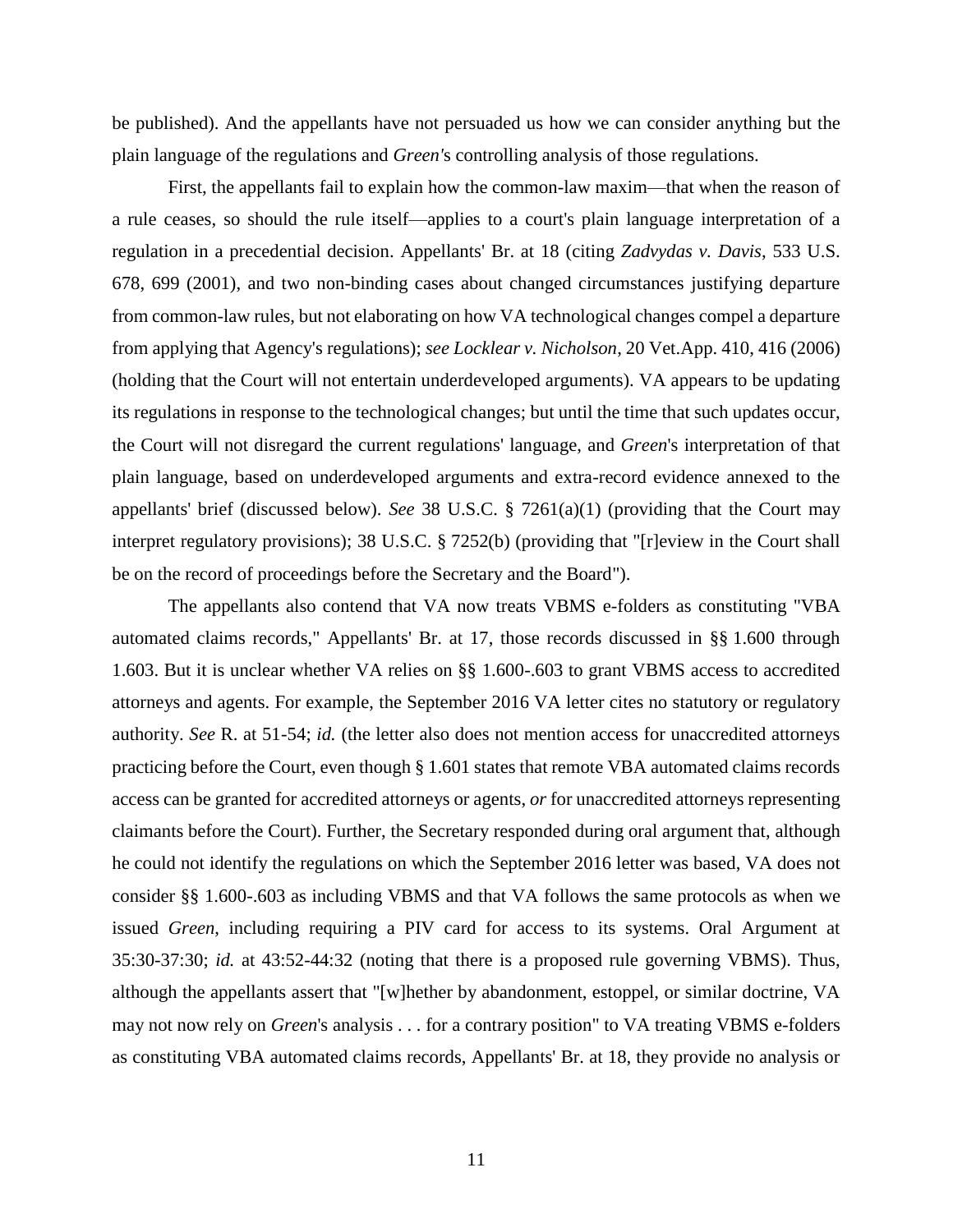be published). And the appellants have not persuaded us how we can consider anything but the plain language of the regulations and *Green*'s controlling analysis of those regulations.

First, the appellants fail to explain how the common-law maxim—that when the reason of a rule ceases, so should the rule itself—applies to a court's plain language interpretation of a regulation in a precedential decision. Appellants' Br. at 18 (citing *Zadvydas v. Davis*, 533 U.S. 678, 699 (2001), and two non-binding cases about changed circumstances justifying departure from common-law rules, but not elaborating on how VA technological changes compel a departure from applying that Agency's regulations); *see Locklear v. Nicholson*, 20 Vet.App. 410, 416 (2006) (holding that the Court will not entertain underdeveloped arguments). VA appears to be updating its regulations in response to the technological changes; but until the time that such updates occur, the Court will not disregard the current regulations' language, and *Green*'s interpretation of that plain language, based on underdeveloped arguments and extra-record evidence annexed to the appellants' brief (discussed below). *See* 38 U.S.C. § 7261(a)(1) (providing that the Court may interpret regulatory provisions); 38 U.S.C. § 7252(b) (providing that "[r]eview in the Court shall be on the record of proceedings before the Secretary and the Board").

The appellants also contend that VA now treats VBMS e-folders as constituting "VBA automated claims records," Appellants' Br. at 17, those records discussed in §§ 1.600 through 1.603. But it is unclear whether VA relies on §§ 1.600-.603 to grant VBMS access to accredited attorneys and agents. For example, the September 2016 VA letter cites no statutory or regulatory authority. *See* R. at 51-54; *id.* (the letter also does not mention access for unaccredited attorneys practicing before the Court, even though § 1.601 states that remote VBA automated claims records access can be granted for accredited attorneys or agents, *or* for unaccredited attorneys representing claimants before the Court). Further, the Secretary responded during oral argument that, although he could not identify the regulations on which the September 2016 letter was based, VA does not consider §§ 1.600-.603 as including VBMS and that VA follows the same protocols as when we issued *Green*, including requiring a PIV card for access to its systems. Oral Argument at 35:30-37:30; *id.* at 43:52-44:32 (noting that there is a proposed rule governing VBMS). Thus, although the appellants assert that "[w]hether by abandonment, estoppel, or similar doctrine, VA may not now rely on *Green*'s analysis . . . for a contrary position" to VA treating VBMS e-folders as constituting VBA automated claims records, Appellants' Br. at 18, they provide no analysis or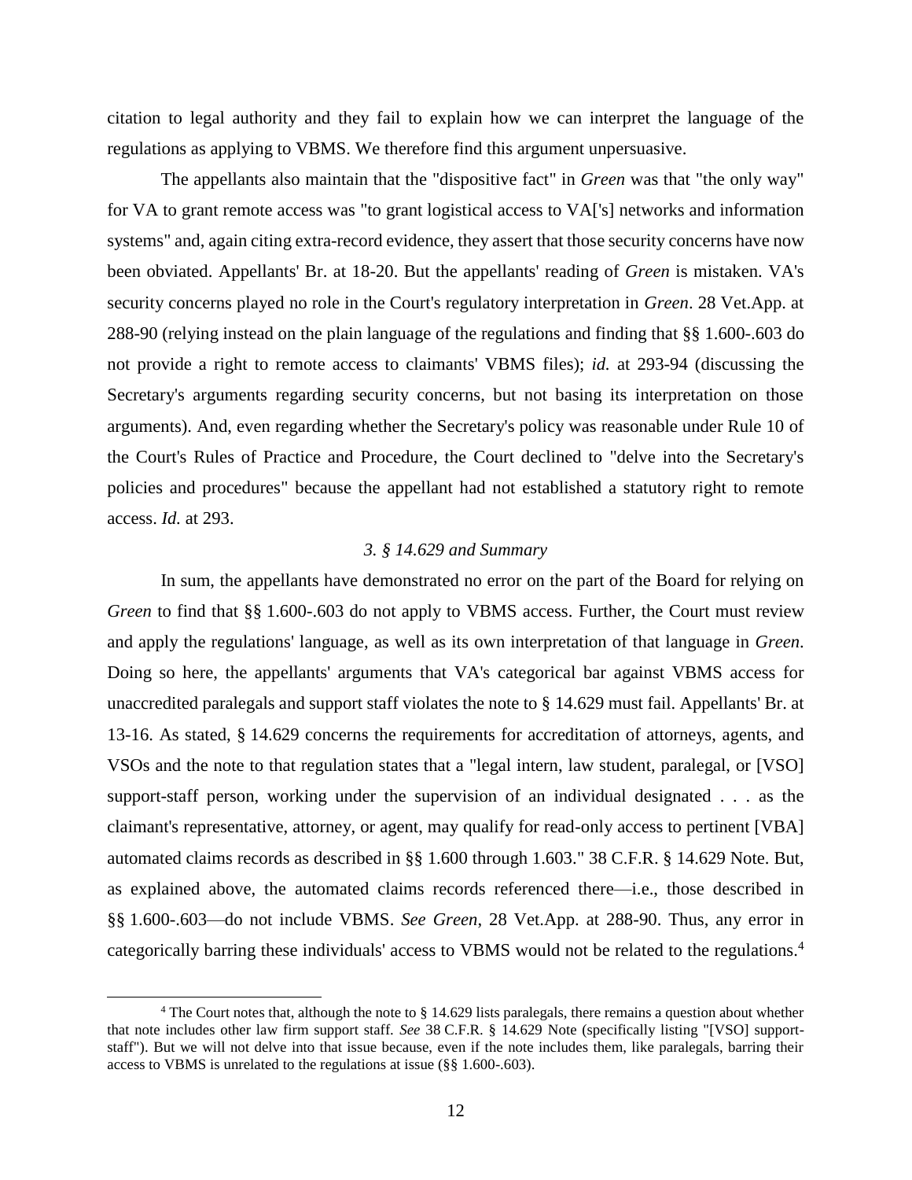citation to legal authority and they fail to explain how we can interpret the language of the regulations as applying to VBMS. We therefore find this argument unpersuasive.

The appellants also maintain that the "dispositive fact" in *Green* was that "the only way" for VA to grant remote access was "to grant logistical access to VA['s] networks and information systems" and, again citing extra-record evidence, they assert that those security concerns have now been obviated. Appellants' Br. at 18-20. But the appellants' reading of *Green* is mistaken. VA's security concerns played no role in the Court's regulatory interpretation in *Green*. 28 Vet.App. at 288-90 (relying instead on the plain language of the regulations and finding that §§ 1.600-.603 do not provide a right to remote access to claimants' VBMS files); *id.* at 293-94 (discussing the Secretary's arguments regarding security concerns, but not basing its interpretation on those arguments). And, even regarding whether the Secretary's policy was reasonable under Rule 10 of the Court's Rules of Practice and Procedure, the Court declined to "delve into the Secretary's policies and procedures" because the appellant had not established a statutory right to remote access. *Id.* at 293.

*3. § 14.629 and Summary*

In sum, the appellants have demonstrated no error on the part of the Board for relying on *Green* to find that §§ 1.600-.603 do not apply to VBMS access. Further, the Court must review and apply the regulations' language, as well as its own interpretation of that language in *Green*. Doing so here, the appellants' arguments that VA's categorical bar against VBMS access for unaccredited paralegals and support staff violates the note to § 14.629 must fail. Appellants' Br. at 13-16. As stated, § 14.629 concerns the requirements for accreditation of attorneys, agents, and VSOs and the note to that regulation states that a "legal intern, law student, paralegal, or [VSO] support-staff person, working under the supervision of an individual designated . . . as the claimant's representative, attorney, or agent, may qualify for read-only access to pertinent [VBA] automated claims records as described in §§ 1.600 through 1.603." 38 C.F.R. § 14.629 Note. But, as explained above, the automated claims records referenced there—i.e., those described in §§ 1.600-.603—do not include VBMS. *See Green*, 28 Vet.App. at 288-90. Thus, any error in categorically barring these individuals' access to VBMS would not be related to the regulations.[4]

---

[4] The Court notes that, although the note to § 14.629 lists paralegals, there remains a question about whether that note includes other law firm support staff. *See* 38 C.F.R. § 14.629 Note (specifically listing "[VSO] support-staff"). But we will not delve into that issue because, even if the note includes them, like paralegals, barring their access to VBMS is unrelated to the regulations at issue (§§ 1.600-.603).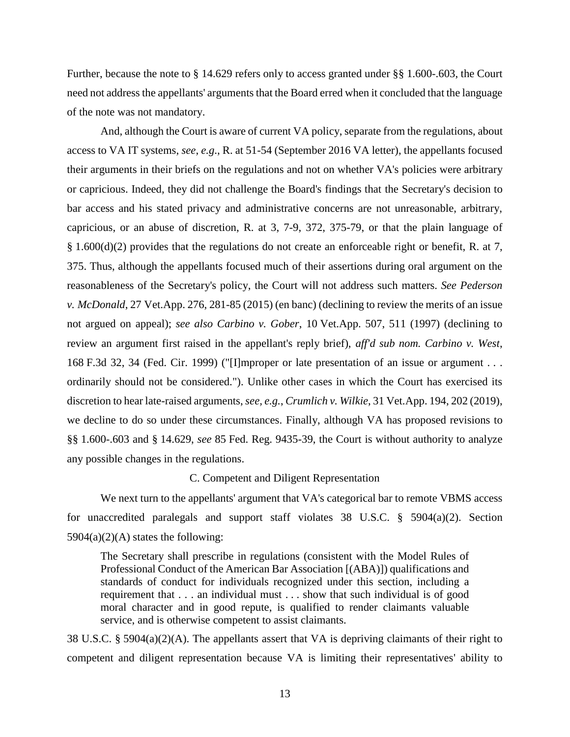Further, because the note to § 14.629 refers only to access granted under §§ 1.600-.603, the Court need not address the appellants' arguments that the Board erred when it concluded that the language of the note was not mandatory.

And, although the Court is aware of current VA policy, separate from the regulations, about access to VA IT systems, *see*, *e.g*., R. at 51-54 (September 2016 VA letter), the appellants focused their arguments in their briefs on the regulations and not on whether VA's policies were arbitrary or capricious. Indeed, they did not challenge the Board's findings that the Secretary's decision to bar access and his stated privacy and administrative concerns are not unreasonable, arbitrary, capricious, or an abuse of discretion, R. at 3, 7-9, 372, 375-79, or that the plain language of § 1.600(d)(2) provides that the regulations do not create an enforceable right or benefit, R. at 7, 375. Thus, although the appellants focused much of their assertions during oral argument on the reasonableness of the Secretary's policy, the Court will not address such matters. *See Pederson v. McDonald*, 27 Vet.App. 276, 281-85 (2015) (en banc) (declining to review the merits of an issue not argued on appeal); *see also Carbino v. Gober*, 10 Vet.App. 507, 511 (1997) (declining to review an argument first raised in the appellant's reply brief), *aff'd sub nom. Carbino v. West*, 168 F.3d 32, 34 (Fed. Cir. 1999) ("[I]mproper or late presentation of an issue or argument . . . ordinarily should not be considered."). Unlike other cases in which the Court has exercised its discretion to hear late-raised arguments, *see, e.g.*, *Crumlich v. Wilkie*, 31 Vet.App. 194, 202 (2019), we decline to do so under these circumstances. Finally, although VA has proposed revisions to §§ 1.600-.603 and § 14.629, *see* 85 Fed. Reg. 9435-39, the Court is without authority to analyze any possible changes in the regulations.

C. Competent and Diligent Representation

We next turn to the appellants' argument that VA's categorical bar to remote VBMS access for unaccredited paralegals and support staff violates 38 U.S.C. § 5904(a)(2). Section 5904(a)(2)(A) states the following:

> The Secretary shall prescribe in regulations (consistent with the Model Rules of Professional Conduct of the American Bar Association [(ABA)]) qualifications and standards of conduct for individuals recognized under this section, including a requirement that . . . an individual must . . . show that such individual is of good moral character and in good repute, is qualified to render claimants valuable service, and is otherwise competent to assist claimants.

38 U.S.C. § 5904(a)(2)(A). The appellants assert that VA is depriving claimants of their right to competent and diligent representation because VA is limiting their representatives' ability to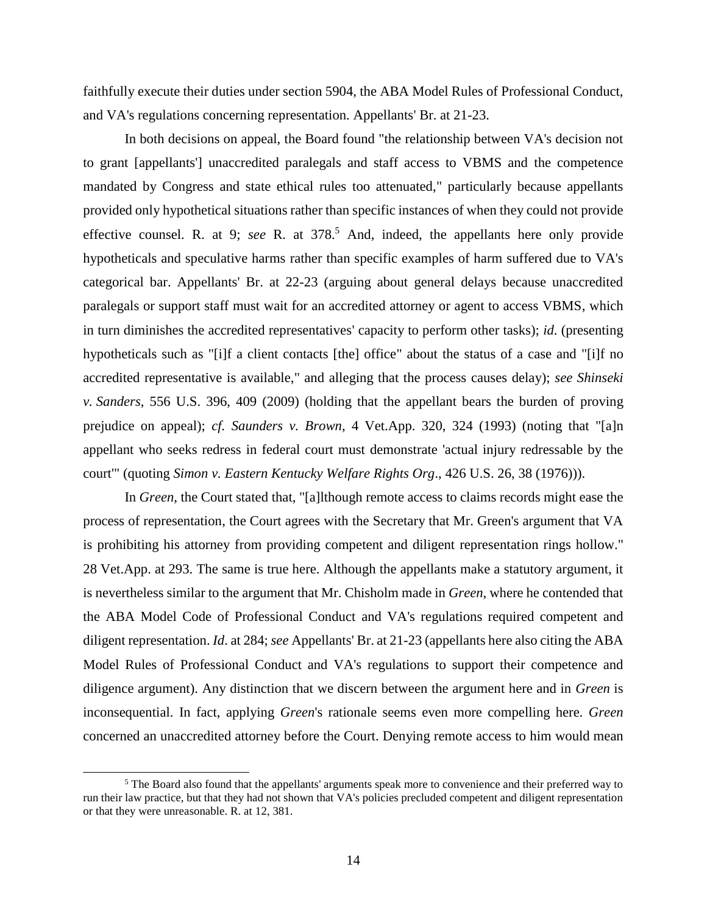faithfully execute their duties under section 5904, the ABA Model Rules of Professional Conduct, and VA's regulations concerning representation. Appellants' Br. at 21-23.

In both decisions on appeal, the Board found "the relationship between VA's decision not to grant [appellants'] unaccredited paralegals and staff access to VBMS and the competence mandated by Congress and state ethical rules too attenuated," particularly because appellants provided only hypothetical situations rather than specific instances of when they could not provide effective counsel. R. at 9; *see* R. at 378.[5] And, indeed, the appellants here only provide hypotheticals and speculative harms rather than specific examples of harm suffered due to VA's categorical bar. Appellants' Br. at 22-23 (arguing about general delays because unaccredited paralegals or support staff must wait for an accredited attorney or agent to access VBMS, which in turn diminishes the accredited representatives' capacity to perform other tasks); *id*. (presenting hypotheticals such as "[i]f a client contacts [the] office" about the status of a case and "[i]f no accredited representative is available," and alleging that the process causes delay); *see Shinseki v. Sanders*, 556 U.S. 396, 409 (2009) (holding that the appellant bears the burden of proving prejudice on appeal); *cf. Saunders v. Brown*, 4 Vet.App. 320, 324 (1993) (noting that "[a]n appellant who seeks redress in federal court must demonstrate 'actual injury redressable by the court'" (quoting *Simon v. Eastern Kentucky Welfare Rights Org*., 426 U.S. 26, 38 (1976))).

In *Green*, the Court stated that, "[a]lthough remote access to claims records might ease the process of representation, the Court agrees with the Secretary that Mr. Green's argument that VA is prohibiting his attorney from providing competent and diligent representation rings hollow." 28 Vet.App. at 293. The same is true here. Although the appellants make a statutory argument, it is nevertheless similar to the argument that Mr. Chisholm made in *Green*, where he contended that the ABA Model Code of Professional Conduct and VA's regulations required competent and diligent representation. *Id*. at 284; *see* Appellants' Br. at 21-23 (appellants here also citing the ABA Model Rules of Professional Conduct and VA's regulations to support their competence and diligence argument). Any distinction that we discern between the argument here and in *Green* is inconsequential. In fact, applying *Green*'s rationale seems even more compelling here. *Green* concerned an unaccredited attorney before the Court. Denying remote access to him would mean

[5] The Board also found that the appellants' arguments speak more to convenience and their preferred way to run their law practice, but that they had not shown that VA's policies precluded competent and diligent representation or that they were unreasonable. R. at 12, 381.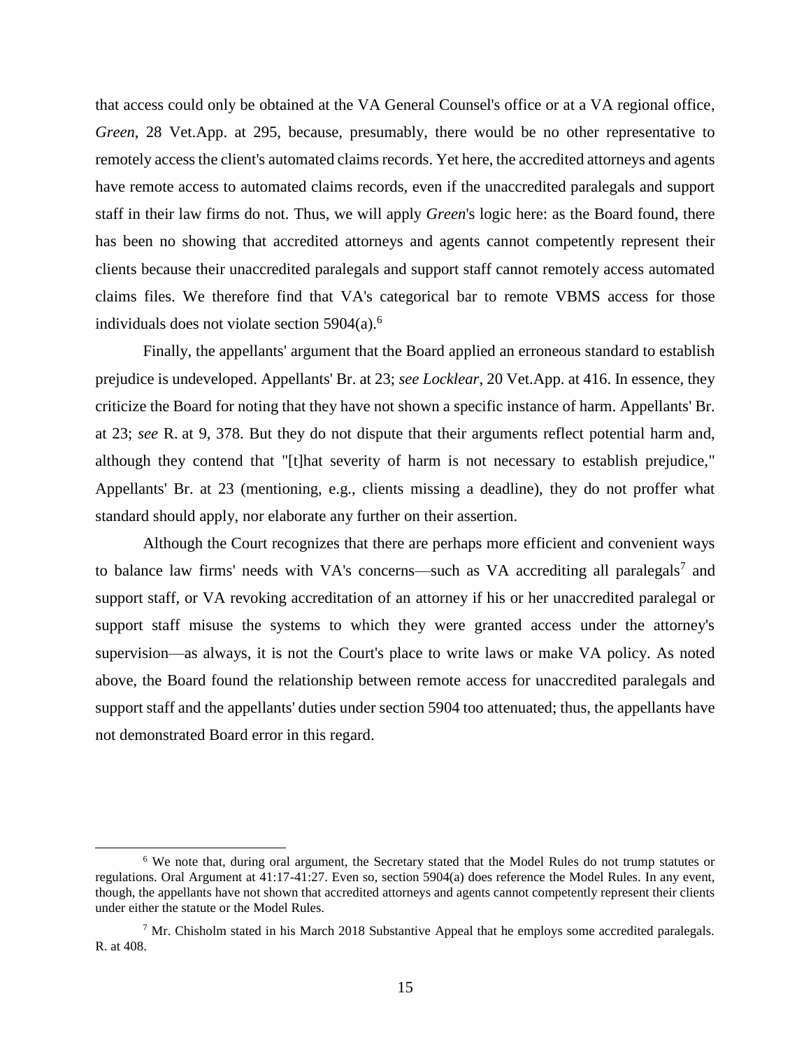that access could only be obtained at the VA General Counsel's office or at a VA regional office, *Green*, 28 Vet.App. at 295, because, presumably, there would be no other representative to remotely access the client's automated claims records. Yet here, the accredited attorneys and agents have remote access to automated claims records, even if the unaccredited paralegals and support staff in their law firms do not. Thus, we will apply *Green*'s logic here: as the Board found, there has been no showing that accredited attorneys and agents cannot competently represent their clients because their unaccredited paralegals and support staff cannot remotely access automated claims files. We therefore find that VA's categorical bar to remote VBMS access for those individuals does not violate section 5904(a).[6]

Finally, the appellants' argument that the Board applied an erroneous standard to establish prejudice is undeveloped. Appellants' Br. at 23; *see Locklear*, 20 Vet.App. at 416. In essence, they criticize the Board for noting that they have not shown a specific instance of harm. Appellants' Br. at 23; *see* R. at 9, 378. But they do not dispute that their arguments reflect potential harm and, although they contend that "[t]hat severity of harm is not necessary to establish prejudice," Appellants' Br. at 23 (mentioning, e.g., clients missing a deadline), they do not proffer what standard should apply, nor elaborate any further on their assertion.

Although the Court recognizes that there are perhaps more efficient and convenient ways to balance law firms' needs with VA's concerns—such as VA accrediting all paralegals[7] and support staff, or VA revoking accreditation of an attorney if his or her unaccredited paralegal or support staff misuse the systems to which they were granted access under the attorney's supervision—as always, it is not the Court's place to write laws or make VA policy. As noted above, the Board found the relationship between remote access for unaccredited paralegals and support staff and the appellants' duties under section 5904 too attenuated; thus, the appellants have not demonstrated Board error in this regard.

---

[6] We note that, during oral argument, the Secretary stated that the Model Rules do not trump statutes or regulations. Oral Argument at 41:17-41:27. Even so, section 5904(a) does reference the Model Rules. In any event, though, the appellants have not shown that accredited attorneys and agents cannot competently represent their clients under either the statute or the Model Rules.

[7] Mr. Chisholm stated in his March 2018 Substantive Appeal that he employs some accredited paralegals. R. at 408.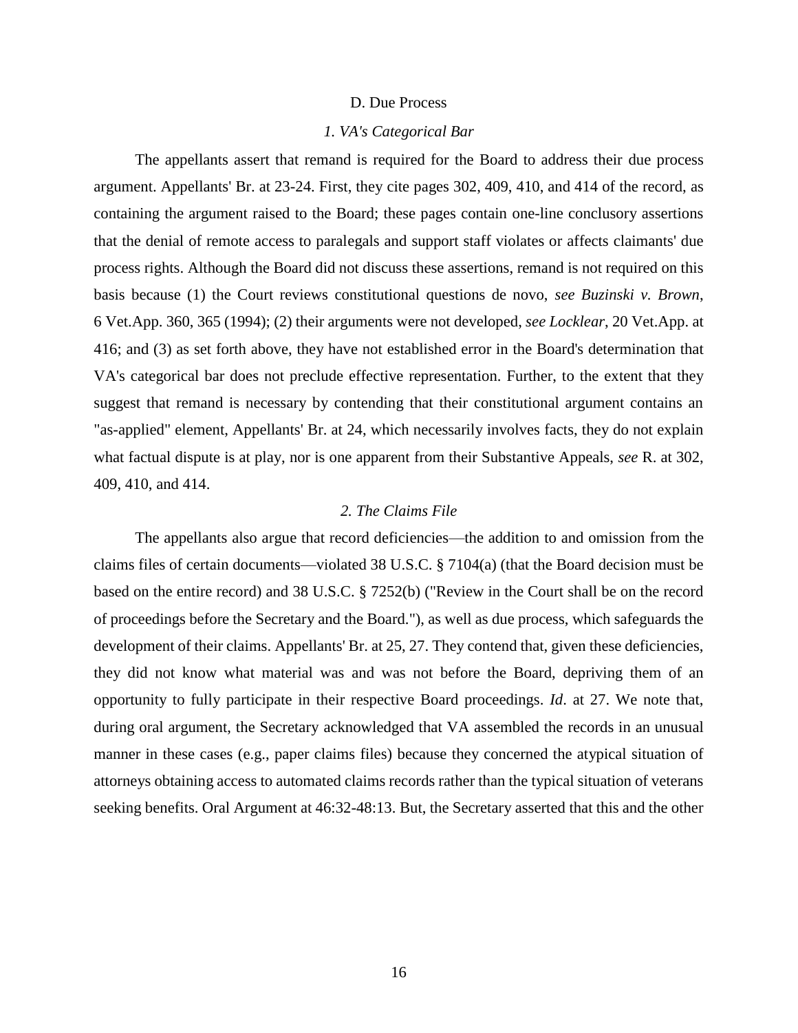### D. Due Process

#### *1. VA's Categorical Bar*

The appellants assert that remand is required for the Board to address their due process argument. Appellants' Br. at 23-24. First, they cite pages 302, 409, 410, and 414 of the record, as containing the argument raised to the Board; these pages contain one-line conclusory assertions that the denial of remote access to paralegals and support staff violates or affects claimants' due process rights. Although the Board did not discuss these assertions, remand is not required on this basis because (1) the Court reviews constitutional questions de novo, *see Buzinski v. Brown*, 6 Vet.App. 360, 365 (1994); (2) their arguments were not developed, *see Locklear*, 20 Vet.App. at 416; and (3) as set forth above, they have not established error in the Board's determination that VA's categorical bar does not preclude effective representation. Further, to the extent that they suggest that remand is necessary by contending that their constitutional argument contains an "as-applied" element, Appellants' Br. at 24, which necessarily involves facts, they do not explain what factual dispute is at play, nor is one apparent from their Substantive Appeals, *see* R. at 302, 409, 410, and 414.

#### *2. The Claims File*

The appellants also argue that record deficiencies—the addition to and omission from the claims files of certain documents—violated 38 U.S.C. § 7104(a) (that the Board decision must be based on the entire record) and 38 U.S.C. § 7252(b) ("Review in the Court shall be on the record of proceedings before the Secretary and the Board."), as well as due process, which safeguards the development of their claims. Appellants' Br. at 25, 27. They contend that, given these deficiencies, they did not know what material was and was not before the Board, depriving them of an opportunity to fully participate in their respective Board proceedings. *Id*. at 27. We note that, during oral argument, the Secretary acknowledged that VA assembled the records in an unusual manner in these cases (e.g., paper claims files) because they concerned the atypical situation of attorneys obtaining access to automated claims records rather than the typical situation of veterans seeking benefits. Oral Argument at 46:32-48:13. But, the Secretary asserted that this and the other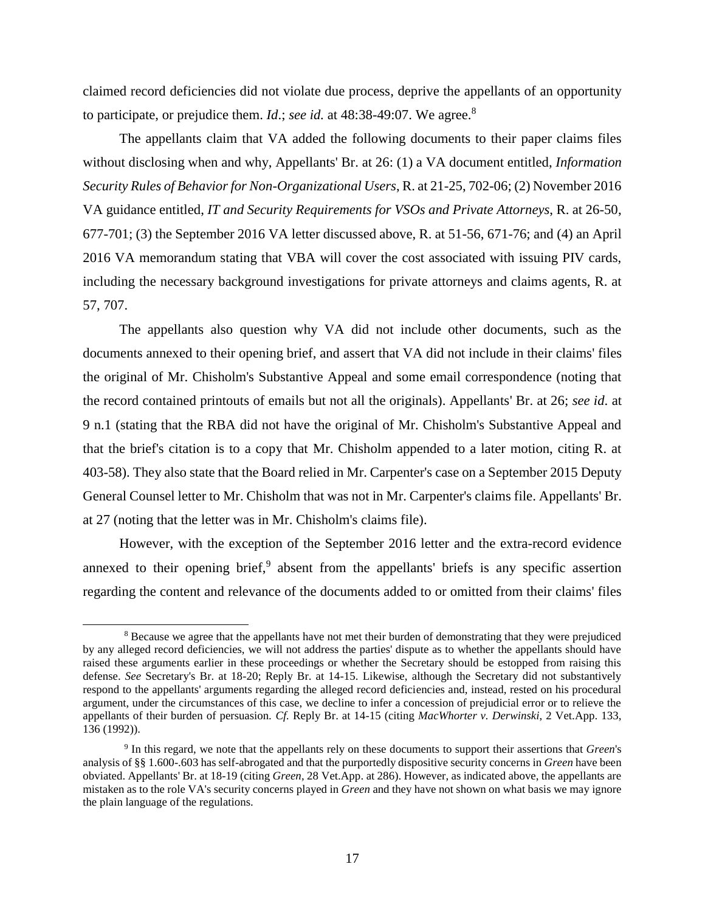claimed record deficiencies did not violate due process, deprive the appellants of an opportunity to participate, or prejudice them. *Id*.; *see id.* at 48:38-49:07. We agree.[8]

The appellants claim that VA added the following documents to their paper claims files without disclosing when and why, Appellants' Br. at 26: (1) a VA document entitled, *Information Security Rules of Behavior for Non-Organizational Users*, R. at 21-25, 702-06; (2) November 2016 VA guidance entitled, *IT and Security Requirements for VSOs and Private Attorneys*, R. at 26-50, 677-701; (3) the September 2016 VA letter discussed above, R. at 51-56, 671-76; and (4) an April 2016 VA memorandum stating that VBA will cover the cost associated with issuing PIV cards, including the necessary background investigations for private attorneys and claims agents, R. at 57, 707.

The appellants also question why VA did not include other documents, such as the documents annexed to their opening brief, and assert that VA did not include in their claims' files the original of Mr. Chisholm's Substantive Appeal and some email correspondence (noting that the record contained printouts of emails but not all the originals). Appellants' Br. at 26; *see id*. at 9 n.1 (stating that the RBA did not have the original of Mr. Chisholm's Substantive Appeal and that the brief's citation is to a copy that Mr. Chisholm appended to a later motion, citing R. at 403-58). They also state that the Board relied in Mr. Carpenter's case on a September 2015 Deputy General Counsel letter to Mr. Chisholm that was not in Mr. Carpenter's claims file. Appellants' Br. at 27 (noting that the letter was in Mr. Chisholm's claims file).

However, with the exception of the September 2016 letter and the extra-record evidence annexed to their opening brief,[9] absent from the appellants' briefs is any specific assertion regarding the content and relevance of the documents added to or omitted from their claims' files

[8] Because we agree that the appellants have not met their burden of demonstrating that they were prejudiced by any alleged record deficiencies, we will not address the parties' dispute as to whether the appellants should have raised these arguments earlier in these proceedings or whether the Secretary should be estopped from raising this defense. *See* Secretary's Br. at 18-20; Reply Br. at 14-15. Likewise, although the Secretary did not substantively respond to the appellants' arguments regarding the alleged record deficiencies and, instead, rested on his procedural argument, under the circumstances of this case, we decline to infer a concession of prejudicial error or to relieve the appellants of their burden of persuasion. *Cf.* Reply Br. at 14-15 (citing *MacWhorter v. Derwinski*, 2 Vet.App. 133, 136 (1992)).

[9] In this regard, we note that the appellants rely on these documents to support their assertions that *Green*'s analysis of §§ 1.600-.603 has self-abrogated and that the purportedly dispositive security concerns in *Green* have been obviated. Appellants' Br. at 18-19 (citing *Green*, 28 Vet.App. at 286). However, as indicated above, the appellants are mistaken as to the role VA's security concerns played in *Green* and they have not shown on what basis we may ignore the plain language of the regulations.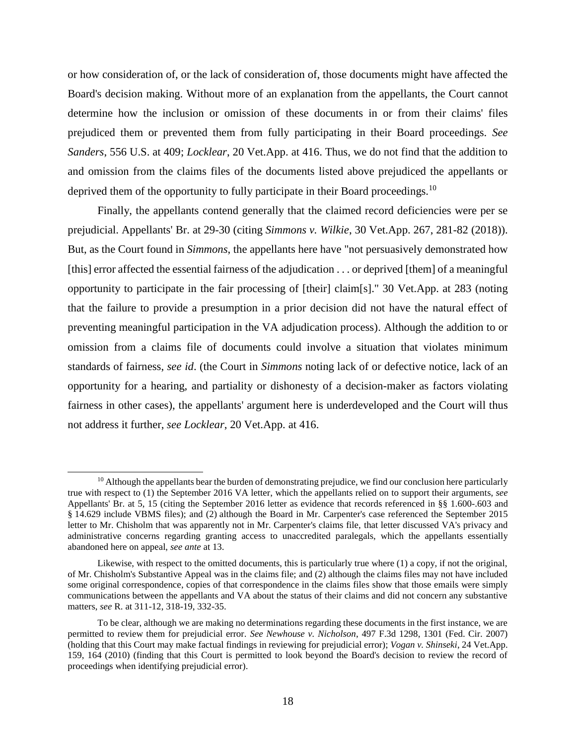or how consideration of, or the lack of consideration of, those documents might have affected the Board's decision making. Without more of an explanation from the appellants, the Court cannot determine how the inclusion or omission of these documents in or from their claims' files prejudiced them or prevented them from fully participating in their Board proceedings. *See Sanders*, 556 U.S. at 409; *Locklear*, 20 Vet.App. at 416. Thus, we do not find that the addition to and omission from the claims files of the documents listed above prejudiced the appellants or deprived them of the opportunity to fully participate in their Board proceedings.[10]

Finally, the appellants contend generally that the claimed record deficiencies were per se prejudicial. Appellants' Br. at 29-30 (citing *Simmons v. Wilkie*, 30 Vet.App. 267, 281-82 (2018)). But, as the Court found in *Simmons*, the appellants here have "not persuasively demonstrated how [this] error affected the essential fairness of the adjudication . . . or deprived [them] of a meaningful opportunity to participate in the fair processing of [their] claim[s]." 30 Vet.App. at 283 (noting that the failure to provide a presumption in a prior decision did not have the natural effect of preventing meaningful participation in the VA adjudication process). Although the addition to or omission from a claims file of documents could involve a situation that violates minimum standards of fairness, *see id*. (the Court in *Simmons* noting lack of or defective notice, lack of an opportunity for a hearing, and partiality or dishonesty of a decision-maker as factors violating fairness in other cases), the appellants' argument here is underdeveloped and the Court will thus not address it further, *see Locklear*, 20 Vet.App. at 416.

---

[10] Although the appellants bear the burden of demonstrating prejudice, we find our conclusion here particularly true with respect to (1) the September 2016 VA letter, which the appellants relied on to support their arguments, *see* Appellants' Br. at 5, 15 (citing the September 2016 letter as evidence that records referenced in §§ 1.600-.603 and § 14.629 include VBMS files); and (2) although the Board in Mr. Carpenter's case referenced the September 2015 letter to Mr. Chisholm that was apparently not in Mr. Carpenter's claims file, that letter discussed VA's privacy and administrative concerns regarding granting access to unaccredited paralegals, which the appellants essentially abandoned here on appeal, *see ante* at 13.

Likewise, with respect to the omitted documents, this is particularly true where (1) a copy, if not the original, of Mr. Chisholm's Substantive Appeal was in the claims file; and (2) although the claims files may not have included some original correspondence, copies of that correspondence in the claims files show that those emails were simply communications between the appellants and VA about the status of their claims and did not concern any substantive matters, *see* R. at 311-12, 318-19, 332-35.

To be clear, although we are making no determinations regarding these documents in the first instance, we are permitted to review them for prejudicial error. *See Newhouse v. Nicholson*, 497 F.3d 1298, 1301 (Fed. Cir. 2007) (holding that this Court may make factual findings in reviewing for prejudicial error); *Vogan v. Shinseki*, 24 Vet.App. 159, 164 (2010) (finding that this Court is permitted to look beyond the Board's decision to review the record of proceedings when identifying prejudicial error).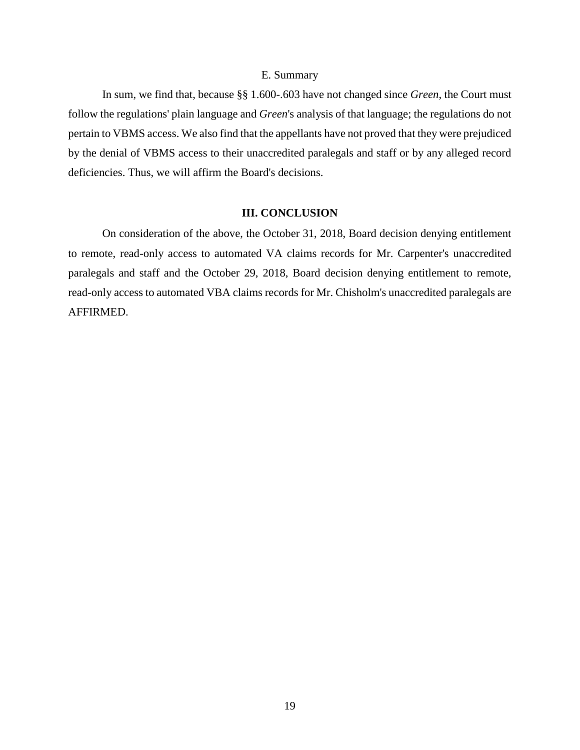### E. Summary

In sum, we find that, because §§ 1.600-.603 have not changed since *Green*, the Court must follow the regulations' plain language and *Green*'s analysis of that language; the regulations do not pertain to VBMS access. We also find that the appellants have not proved that they were prejudiced by the denial of VBMS access to their unaccredited paralegals and staff or by any alleged record deficiencies. Thus, we will affirm the Board's decisions.

## III. CONCLUSION

On consideration of the above, the October 31, 2018, Board decision denying entitlement to remote, read-only access to automated VA claims records for Mr. Carpenter's unaccredited paralegals and staff and the October 29, 2018, Board decision denying entitlement to remote, read-only access to automated VBA claims records for Mr. Chisholm's unaccredited paralegals are AFFIRMED.